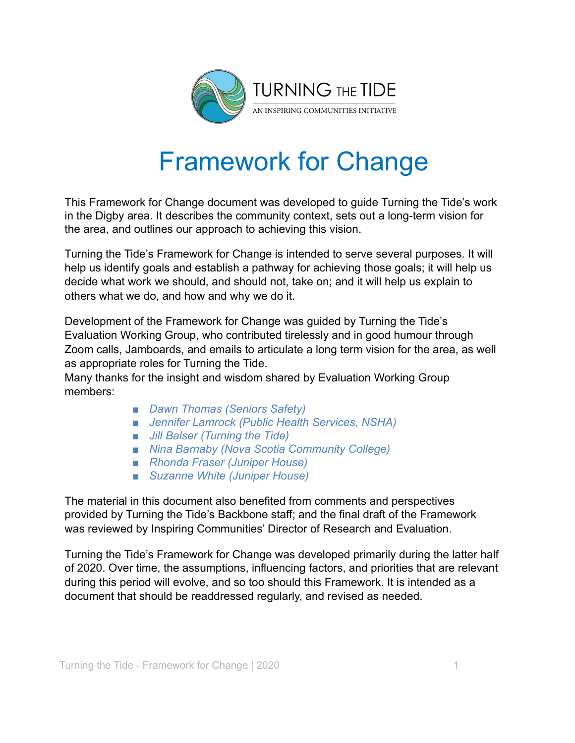TURNING THE TIDE

AN INSPIRING COMMUNITIES INITIATIVE

# Framework for Change

This Framework for Change document was developed to guide Turning the Tide's work in the Digby area. It describes the community context, sets out a long-term vision for the area, and outlines our approach to achieving this vision.

Turning the Tide's Framework for Change is intended to serve several purposes. It will help us identify goals and establish a pathway for achieving those goals; it will help us decide what work we should, and should not, take on; and it will help us explain to others what we do, and how and why we do it.

Development of the Framework for Change was guided by Turning the Tide's Evaluation Working Group, who contributed tirelessly and in good humour through Zoom calls, Jamboards, and emails to articulate a long term vision for the area, as well as appropriate roles for Turning the Tide.
Many thanks for the insight and wisdom shared by Evaluation Working Group members:

- *Dawn Thomas (Seniors Safety)*
- *Jennifer Lamrock (Public Health Services, NSHA)*
- *Jill Balser (Turning the Tide)*
- *Nina Barnaby (Nova Scotia Community College)*
- *Rhonda Fraser (Juniper House)*
- *Suzanne White (Juniper House)*

The material in this document also benefited from comments and perspectives provided by Turning the Tide's Backbone staff; and the final draft of the Framework was reviewed by Inspiring Communities' Director of Research and Evaluation.

Turning the Tide's Framework for Change was developed primarily during the latter half of 2020. Over time, the assumptions, influencing factors, and priorities that are relevant during this period will evolve, and so too should this Framework. It is intended as a document that should be readdressed regularly, and revised as needed.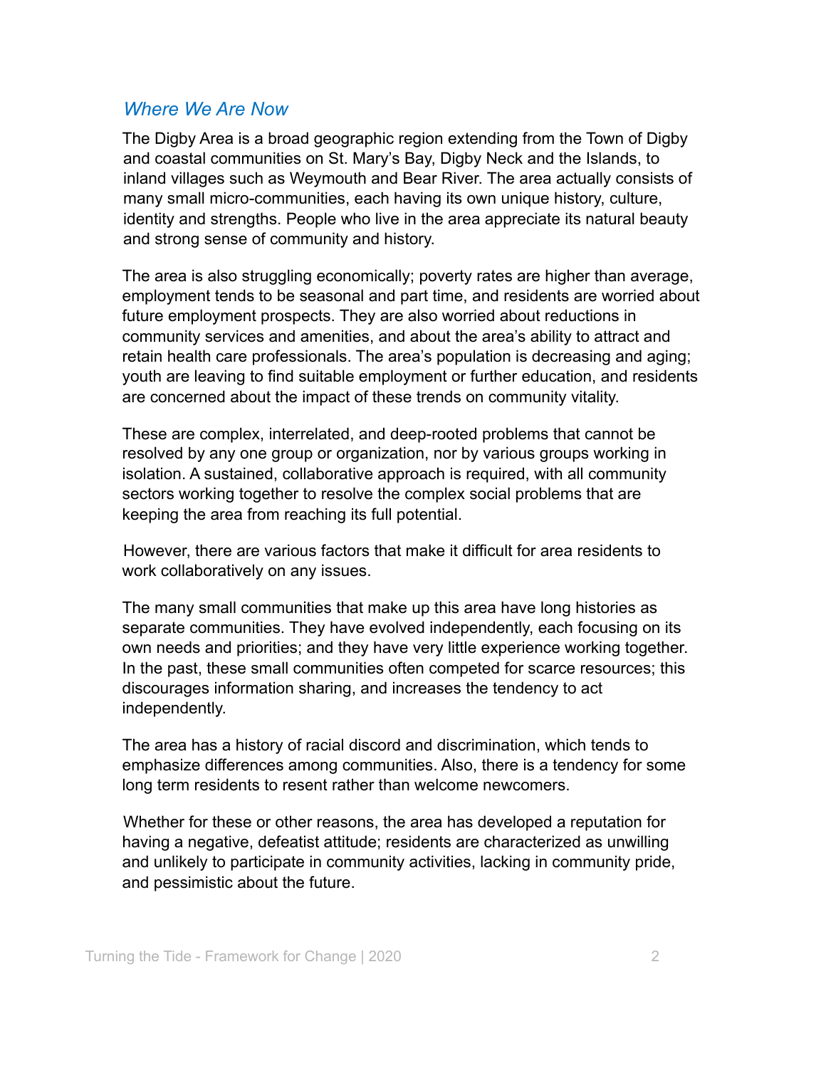## *Where We Are Now*

The Digby Area is a broad geographic region extending from the Town of Digby and coastal communities on St. Mary's Bay, Digby Neck and the Islands, to inland villages such as Weymouth and Bear River. The area actually consists of many small micro-communities, each having its own unique history, culture, identity and strengths. People who live in the area appreciate its natural beauty and strong sense of community and history.

The area is also struggling economically; poverty rates are higher than average, employment tends to be seasonal and part time, and residents are worried about future employment prospects. They are also worried about reductions in community services and amenities, and about the area's ability to attract and retain health care professionals. The area's population is decreasing and aging; youth are leaving to find suitable employment or further education, and residents are concerned about the impact of these trends on community vitality.

These are complex, interrelated, and deep-rooted problems that cannot be resolved by any one group or organization, nor by various groups working in isolation. A sustained, collaborative approach is required, with all community sectors working together to resolve the complex social problems that are keeping the area from reaching its full potential.

However, there are various factors that make it difficult for area residents to work collaboratively on any issues.

The many small communities that make up this area have long histories as separate communities. They have evolved independently, each focusing on its own needs and priorities; and they have very little experience working together. In the past, these small communities often competed for scarce resources; this discourages information sharing, and increases the tendency to act independently.

The area has a history of racial discord and discrimination, which tends to emphasize differences among communities. Also, there is a tendency for some long term residents to resent rather than welcome newcomers.

Whether for these or other reasons, the area has developed a reputation for having a negative, defeatist attitude; residents are characterized as unwilling and unlikely to participate in community activities, lacking in community pride, and pessimistic about the future.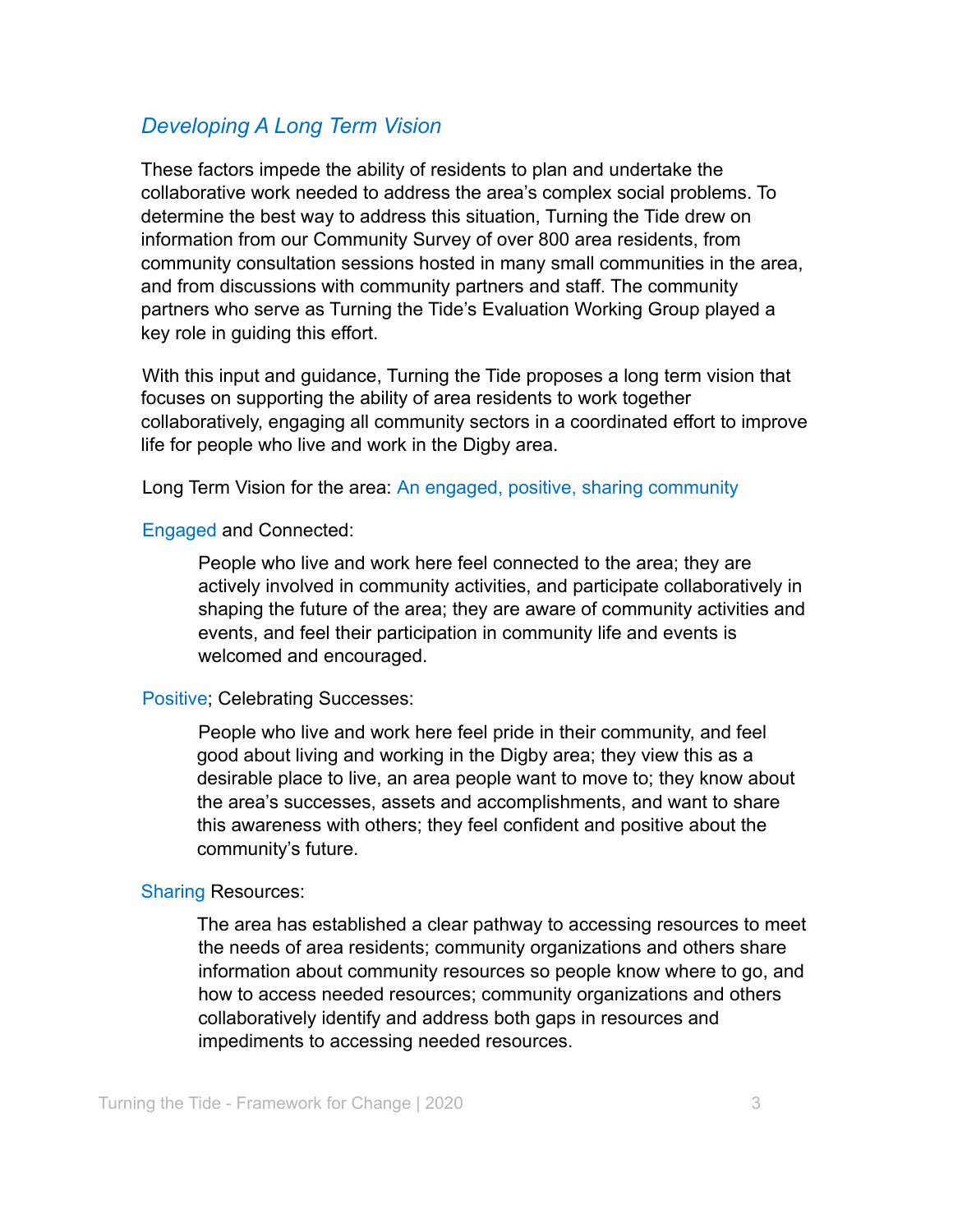## *Developing A Long Term Vision*

These factors impede the ability of residents to plan and undertake the collaborative work needed to address the area's complex social problems. To determine the best way to address this situation, Turning the Tide drew on information from our Community Survey of over 800 area residents, from community consultation sessions hosted in many small communities in the area, and from discussions with community partners and staff. The community partners who serve as Turning the Tide's Evaluation Working Group played a key role in guiding this effort.

With this input and guidance, Turning the Tide proposes a long term vision that focuses on supporting the ability of area residents to work together collaboratively, engaging all community sectors in a coordinated effort to improve life for people who live and work in the Digby area.

Long Term Vision for the area: An engaged, positive, sharing community

Engaged and Connected:

> People who live and work here feel connected to the area; they are actively involved in community activities, and participate collaboratively in shaping the future of the area; they are aware of community activities and events, and feel their participation in community life and events is welcomed and encouraged.

Positive; Celebrating Successes:

> People who live and work here feel pride in their community, and feel good about living and working in the Digby area; they view this as a desirable place to live, an area people want to move to; they know about the area's successes, assets and accomplishments, and want to share this awareness with others; they feel confident and positive about the community's future.

Sharing Resources:

> The area has established a clear pathway to accessing resources to meet the needs of area residents; community organizations and others share information about community resources so people know where to go, and how to access needed resources; community organizations and others collaboratively identify and address both gaps in resources and impediments to accessing needed resources.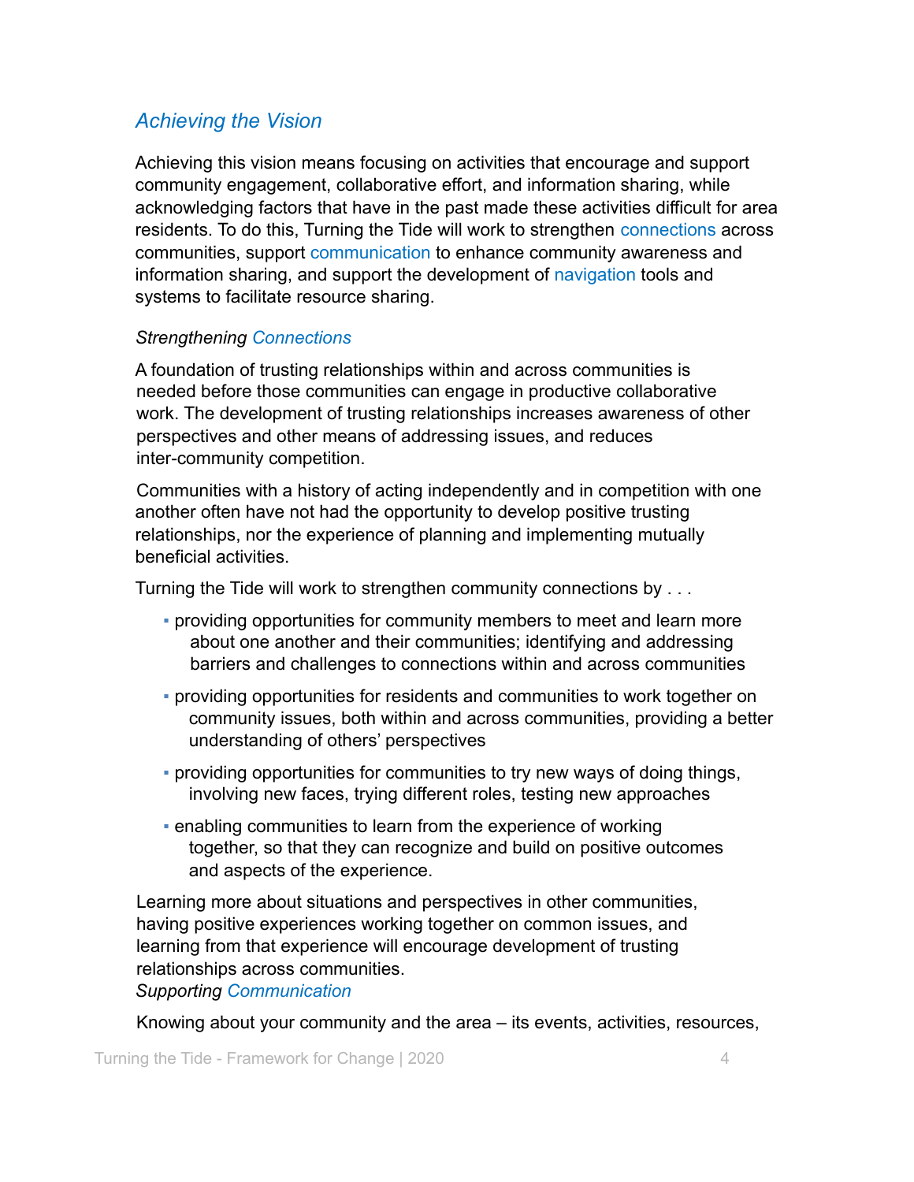## *Achieving the Vision*

Achieving this vision means focusing on activities that encourage and support community engagement, collaborative effort, and information sharing, while acknowledging factors that have in the past made these activities difficult for area residents. To do this, Turning the Tide will work to strengthen connections across communities, support communication to enhance community awareness and information sharing, and support the development of navigation tools and systems to facilitate resource sharing.

### *Strengthening Connections*

A foundation of trusting relationships within and across communities is needed before those communities can engage in productive collaborative work. The development of trusting relationships increases awareness of other perspectives and other means of addressing issues, and reduces inter-community competition.

Communities with a history of acting independently and in competition with one another often have not had the opportunity to develop positive trusting relationships, nor the experience of planning and implementing mutually beneficial activities.

Turning the Tide will work to strengthen community connections by . . .

- providing opportunities for community members to meet and learn more about one another and their communities; identifying and addressing barriers and challenges to connections within and across communities
- providing opportunities for residents and communities to work together on community issues, both within and across communities, providing a better understanding of others' perspectives
- providing opportunities for communities to try new ways of doing things, involving new faces, trying different roles, testing new approaches
- enabling communities to learn from the experience of working together, so that they can recognize and build on positive outcomes and aspects of the experience.

Learning more about situations and perspectives in other communities, having positive experiences working together on common issues, and learning from that experience will encourage development of trusting relationships across communities.

### *Supporting Communication*

Knowing about your community and the area – its events, activities, resources,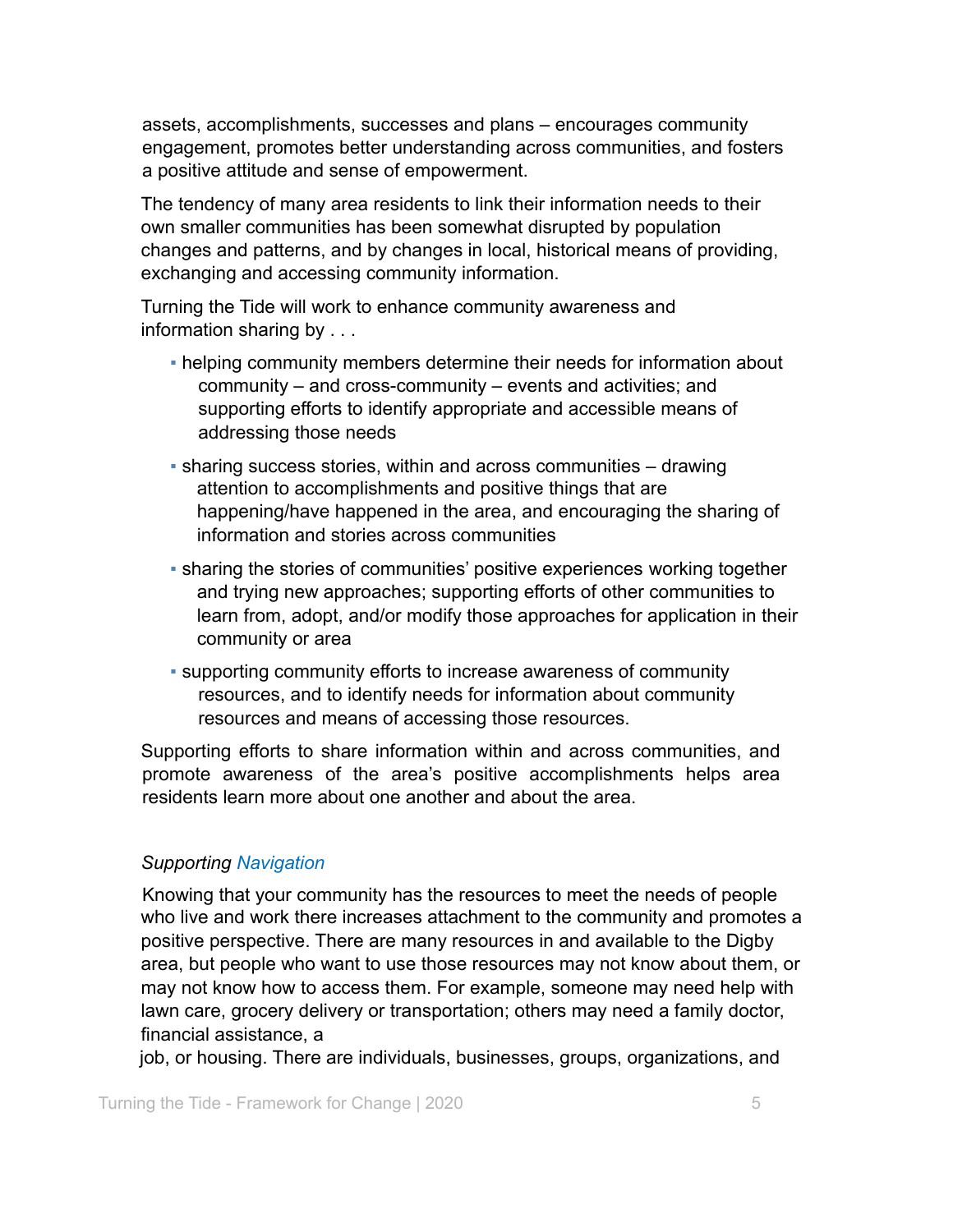assets, accomplishments, successes and plans – encourages community engagement, promotes better understanding across communities, and fosters a positive attitude and sense of empowerment.

The tendency of many area residents to link their information needs to their own smaller communities has been somewhat disrupted by population changes and patterns, and by changes in local, historical means of providing, exchanging and accessing community information.

Turning the Tide will work to enhance community awareness and information sharing by . . .

- helping community members determine their needs for information about community – and cross-community – events and activities; and supporting efforts to identify appropriate and accessible means of addressing those needs
- sharing success stories, within and across communities – drawing attention to accomplishments and positive things that are happening/have happened in the area, and encouraging the sharing of information and stories across communities
- sharing the stories of communities' positive experiences working together and trying new approaches; supporting efforts of other communities to learn from, adopt, and/or modify those approaches for application in their community or area
- supporting community efforts to increase awareness of community resources, and to identify needs for information about community resources and means of accessing those resources.

Supporting efforts to share information within and across communities, and promote awareness of the area's positive accomplishments helps area residents learn more about one another and about the area.

*Supporting Navigation*

Knowing that your community has the resources to meet the needs of people who live and work there increases attachment to the community and promotes a positive perspective. There are many resources in and available to the Digby area, but people who want to use those resources may not know about them, or may not know how to access them. For example, someone may need help with lawn care, grocery delivery or transportation; others may need a family doctor, financial assistance, a job, or housing. There are individuals, businesses, groups, organizations, and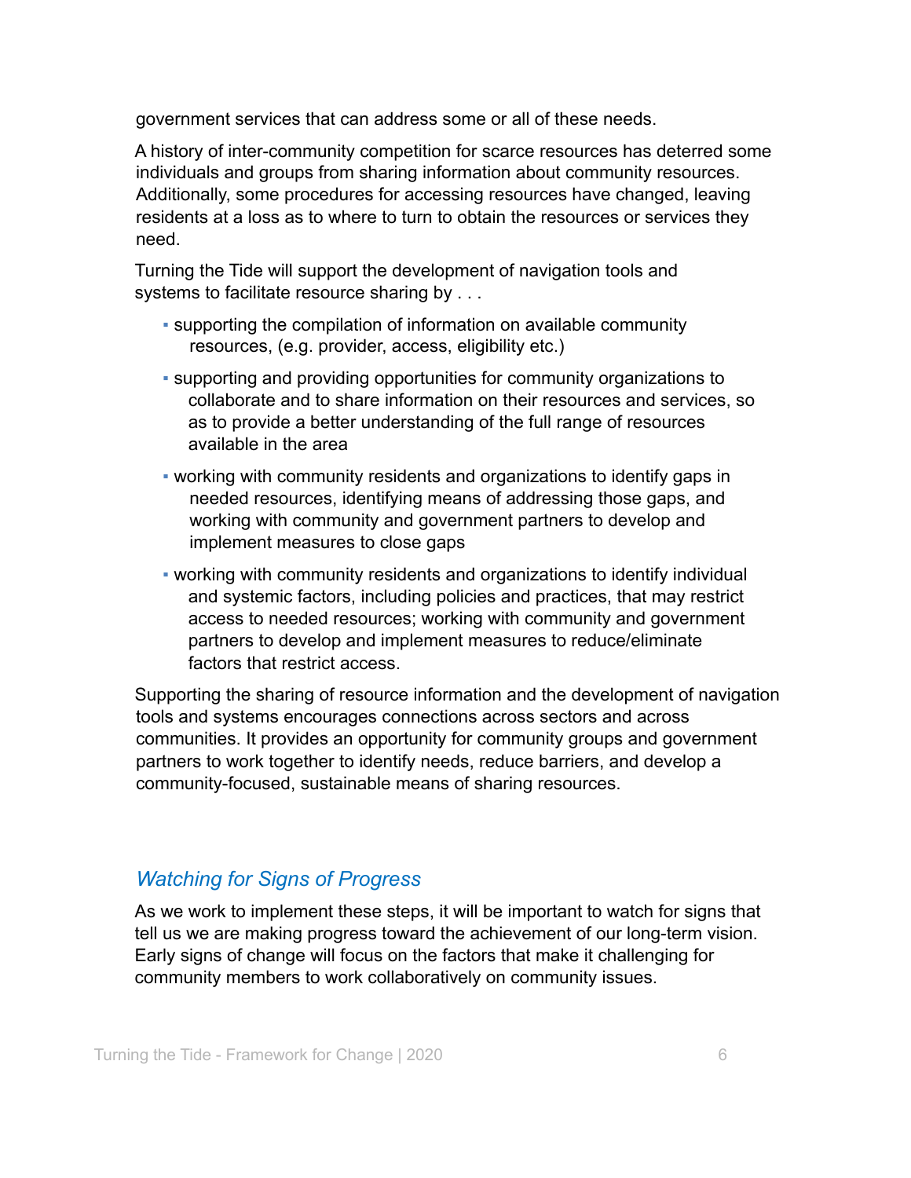government services that can address some or all of these needs.

A history of inter-community competition for scarce resources has deterred some individuals and groups from sharing information about community resources. Additionally, some procedures for accessing resources have changed, leaving residents at a loss as to where to turn to obtain the resources or services they need.

Turning the Tide will support the development of navigation tools and systems to facilitate resource sharing by . . .

- supporting the compilation of information on available community resources, (e.g. provider, access, eligibility etc.)
- supporting and providing opportunities for community organizations to collaborate and to share information on their resources and services, so as to provide a better understanding of the full range of resources available in the area
- working with community residents and organizations to identify gaps in needed resources, identifying means of addressing those gaps, and working with community and government partners to develop and implement measures to close gaps
- working with community residents and organizations to identify individual and systemic factors, including policies and practices, that may restrict access to needed resources; working with community and government partners to develop and implement measures to reduce/eliminate factors that restrict access.

Supporting the sharing of resource information and the development of navigation tools and systems encourages connections across sectors and across communities. It provides an opportunity for community groups and government partners to work together to identify needs, reduce barriers, and develop a community-focused, sustainable means of sharing resources.

## *Watching for Signs of Progress*

As we work to implement these steps, it will be important to watch for signs that tell us we are making progress toward the achievement of our long-term vision. Early signs of change will focus on the factors that make it challenging for community members to work collaboratively on community issues.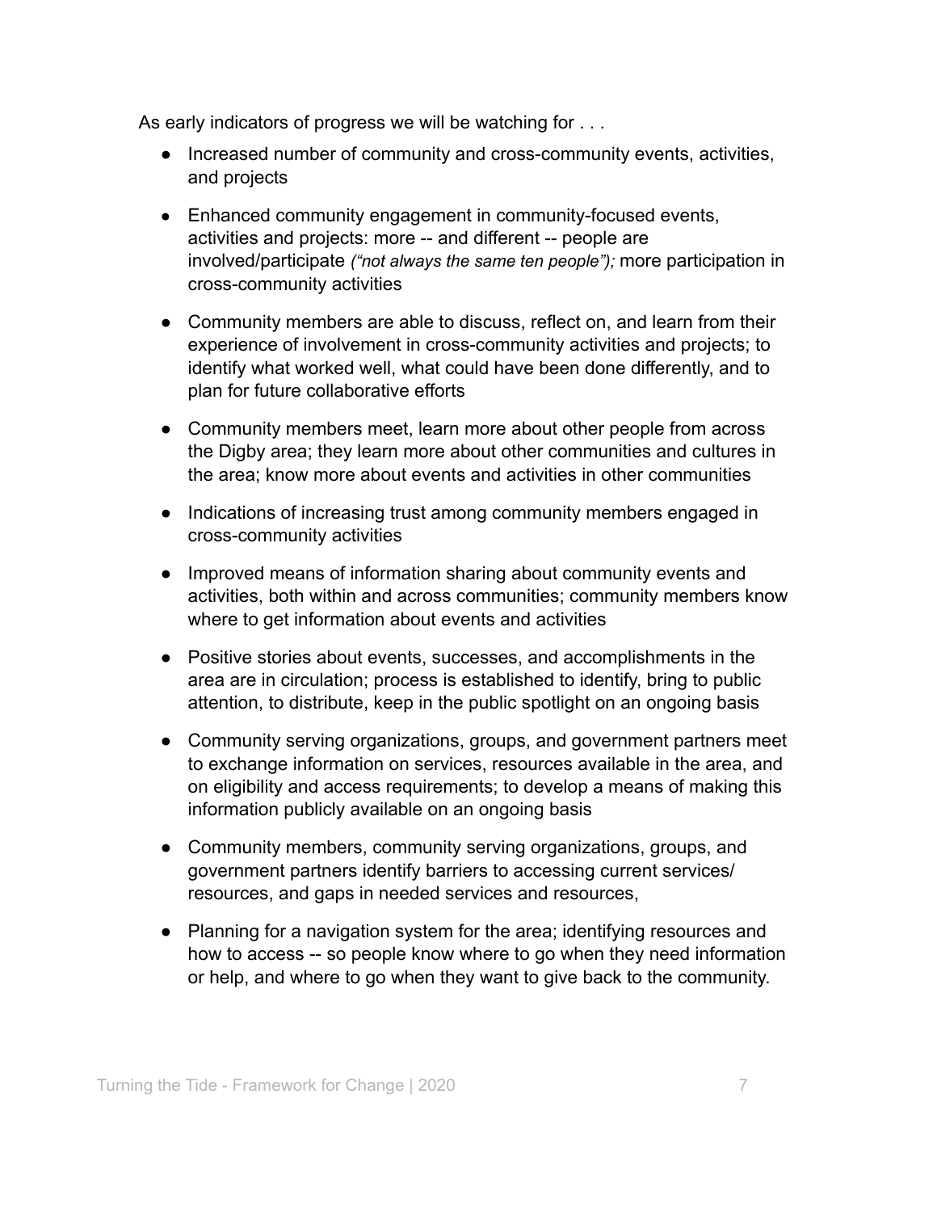As early indicators of progress we will be watching for . . .

- Increased number of community and cross-community events, activities, and projects
- Enhanced community engagement in community-focused events, activities and projects: more -- and different -- people are involved/participate *("not always the same ten people");* more participation in cross-community activities
- Community members are able to discuss, reflect on, and learn from their experience of involvement in cross-community activities and projects; to identify what worked well, what could have been done differently, and to plan for future collaborative efforts
- Community members meet, learn more about other people from across the Digby area; they learn more about other communities and cultures in the area; know more about events and activities in other communities
- Indications of increasing trust among community members engaged in cross-community activities
- Improved means of information sharing about community events and activities, both within and across communities; community members know where to get information about events and activities
- Positive stories about events, successes, and accomplishments in the area are in circulation; process is established to identify, bring to public attention, to distribute, keep in the public spotlight on an ongoing basis
- Community serving organizations, groups, and government partners meet to exchange information on services, resources available in the area, and on eligibility and access requirements; to develop a means of making this information publicly available on an ongoing basis
- Community members, community serving organizations, groups, and government partners identify barriers to accessing current services/ resources, and gaps in needed services and resources,
- Planning for a navigation system for the area; identifying resources and how to access -- so people know where to go when they need information or help, and where to go when they want to give back to the community.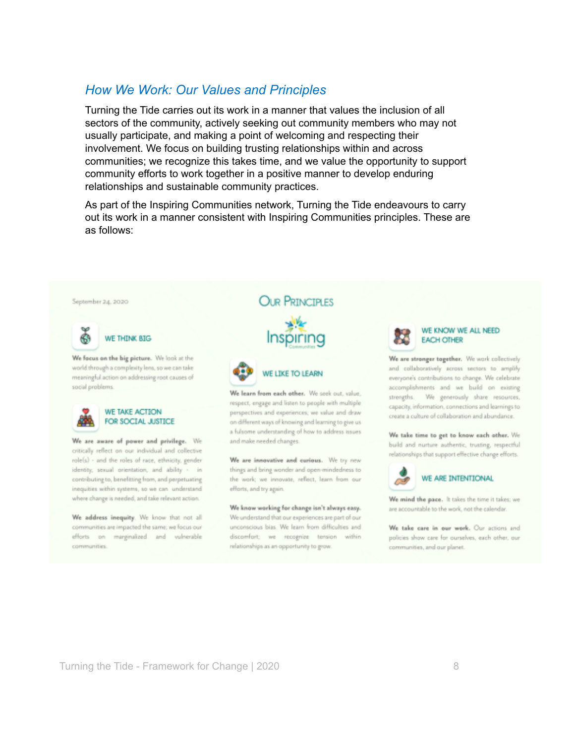## *How We Work: Our Values and Principles*

Turning the Tide carries out its work in a manner that values the inclusion of all sectors of the community, actively seeking out community members who may not usually participate, and making a point of welcoming and respecting their involvement. We focus on building trusting relationships within and across communities; we recognize this takes time, and we value the opportunity to support community efforts to work together in a positive manner to develop enduring relationships and sustainable community practices.

As part of the Inspiring Communities network, Turning the Tide endeavours to carry out its work in a manner consistent with Inspiring Communities principles. These are as follows:

September 24, 2020

### Our Principles

Inspiring Communities

#### WE THINK BIG

**We focus on the big picture.** We look at the world through a complexity lens, so we can take meaningful action on addressing root causes of social problems.

#### WE TAKE ACTION FOR SOCIAL JUSTICE

**We are aware of power and privilege.** We critically reflect on our individual and collective role(s) - and the roles of race, ethnicity, gender identity, sexual orientation, and ability - in contributing to, benefitting from, and perpetuating inequities within systems, so we can understand where change is needed, and take relevant action.

**We address inequity.** We know that not all communities are impacted the same; we focus our efforts on marginalized and vulnerable communities.

#### WE LIKE TO LEARN

**We learn from each other.** We seek out, value, respect, engage and listen to people with multiple perspectives and experiences; we value and draw on different ways of knowing and learning to give us a fulsome understanding of how to address issues and make needed changes.

**We are innovative and curious.** We try new things and bring wonder and open-mindedness to the work; we innovate, reflect, learn from our efforts, and try again.

**We know working for change isn't always easy.** We understand that our experiences are part of our unconscious bias. We learn from difficulties and discomfort; we recognize tension within relationships as an opportunity to grow.

#### WE KNOW WE ALL NEED EACH OTHER

**We are stronger together.** We work collectively and collaboratively across sectors to amplify everyone's contributions to change. We celebrate accomplishments and we build on existing strengths. We generously share resources, capacity, information, connections and learnings to create a culture of collaboration and abundance.

**We take time to get to know each other.** We build and nurture authentic, trusting, respectful relationships that support effective change efforts.

#### WE ARE INTENTIONAL

**We mind the pace.** It takes the time it takes; we are accountable to the work, not the calendar.

**We take care in our work.** Our actions and policies show care for ourselves, each other, our communities, and our planet.